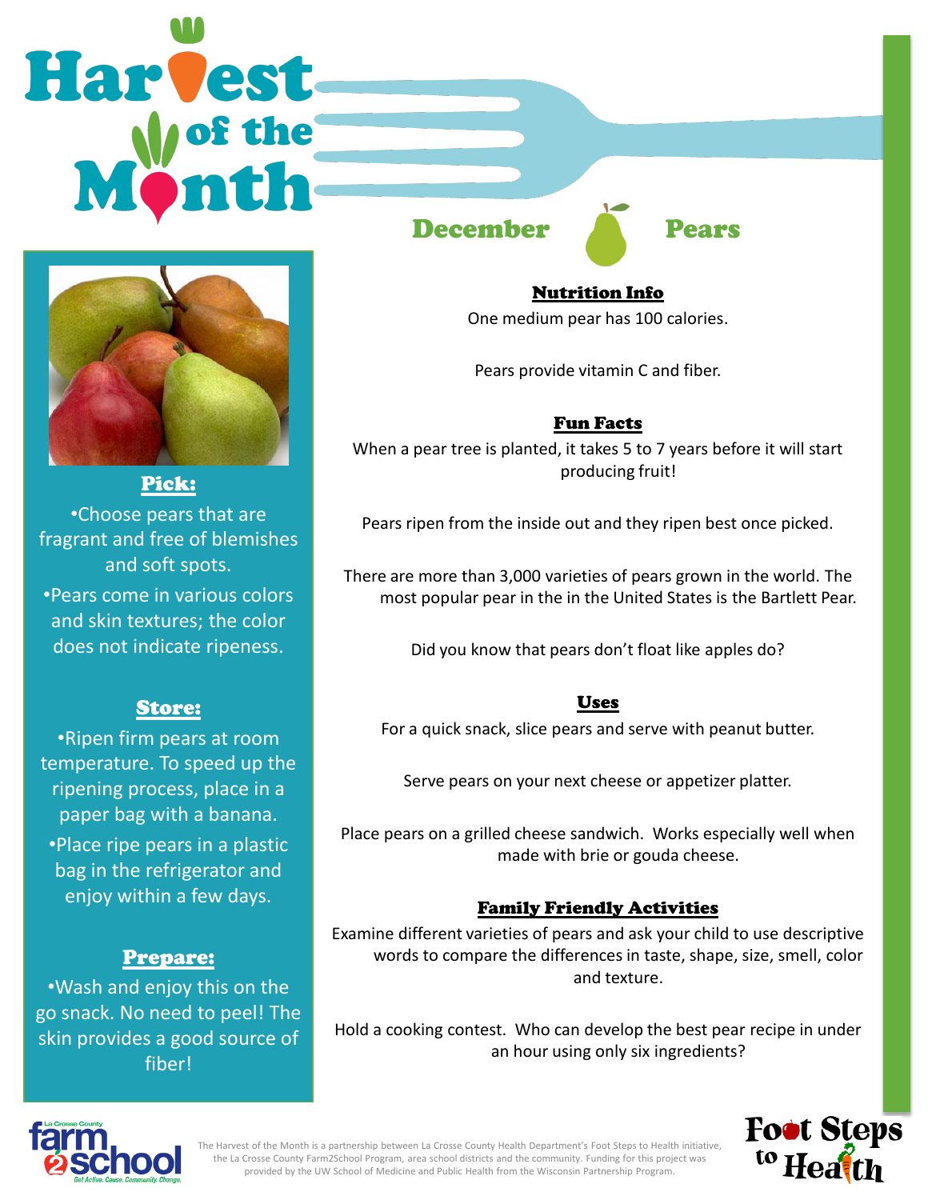# Harvest of the Month

## December — Pears

### Pick:

- Choose pears that are fragrant and free of blemishes and soft spots.
- Pears come in various colors and skin textures; the color does not indicate ripeness.

### Store:

- Ripen firm pears at room temperature. To speed up the ripening process, place in a paper bag with a banana.
- Place ripe pears in a plastic bag in the refrigerator and enjoy within a few days.

### Prepare:

- Wash and enjoy this on the go snack. No need to peel! The skin provides a good source of fiber!

### Nutrition Info

One medium pear has 100 calories.

Pears provide vitamin C and fiber.

### Fun Facts

When a pear tree is planted, it takes 5 to 7 years before it will start producing fruit!

Pears ripen from the inside out and they ripen best once picked.

There are more than 3,000 varieties of pears grown in the world. The most popular pear in the in the United States is the Bartlett Pear.

Did you know that pears don't float like apples do?

### Uses

For a quick snack, slice pears and serve with peanut butter.

Serve pears on your next cheese or appetizer platter.

Place pears on a grilled cheese sandwich. Works especially well when made with brie or gouda cheese.

### Family Friendly Activities

Examine different varieties of pears and ask your child to use descriptive words to compare the differences in taste, shape, size, smell, color and texture.

Hold a cooking contest. Who can develop the best pear recipe in under an hour using only six ingredients?

La Crosse County farm2school — Get Active. Cause. Community. Change.

The Harvest of the Month is a partnership between La Crosse County Health Department's Foot Steps to Health initiative, the La Crosse County Farm2School Program, area school districts and the community. Funding for this project was provided by the UW School of Medicine and Public Health from the Wisconsin Partnership Program.

Foot Steps to Health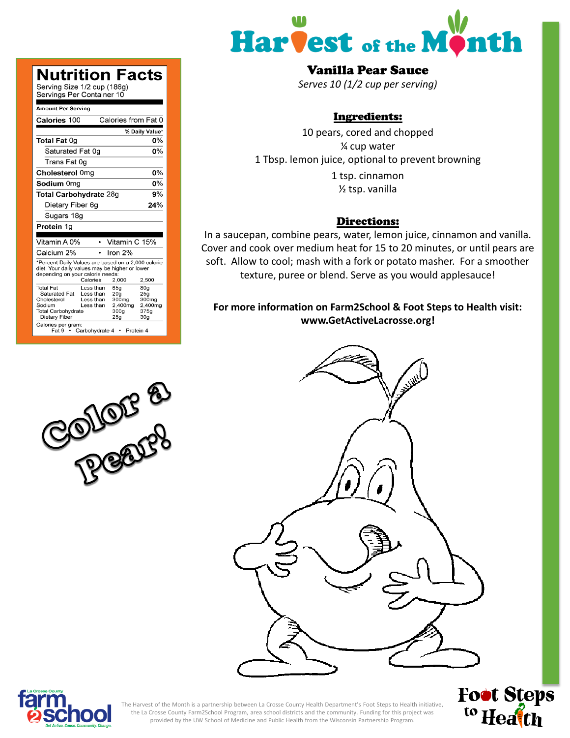# Harvest of the Month

## Vanilla Pear Sauce

*Serves 10 (1/2 cup per serving)*

### Ingredients:

10 pears, cored and chopped
¼ cup water
1 Tbsp. lemon juice, optional to prevent browning
1 tsp. cinnamon
½ tsp. vanilla

### Directions:

In a saucepan, combine pears, water, lemon juice, cinnamon and vanilla. Cover and cook over medium heat for 15 to 20 minutes, or until pears are soft. Allow to cool; mash with a fork or potato masher. For a smoother texture, puree or blend. Serve as you would applesauce!

**For more information on Farm2School & Foot Steps to Health visit: www.GetActiveLacrosse.org!**

## Nutrition Facts

Serving Size 1/2 cup (186g)
Servings Per Container 10

| Amount Per Serving | |
|---|---|
| **Calories** 100 | Calories from Fat 0 |
| | % Daily Value* |
| **Total Fat** 0g | 0% |
| Saturated Fat 0g | 0% |
| Trans Fat 0g | |
| **Cholesterol** 0mg | 0% |
| **Sodium** 0mg | 0% |
| **Total Carbohydrate** 28g | 9% |
| Dietary Fiber 6g | 24% |
| Sugars 18g | |
| **Protein** 1g | |

Vitamin A 0% • Vitamin C 15%
Calcium 2% • Iron 2%

*Percent Daily Values are based on a 2,000 calorie diet. Your daily values may be higher or lower depending on your calorie needs:

| | | 2,000 | 2,500 |
|---|---|---|---|
| Calories: | | 2,000 | 2,500 |
| Total Fat | Less than | 65g | 80g |
| Saturated Fat | Less than | 20g | 25g |
| Cholesterol | Less than | 300mg | 300mg |
| Sodium | Less than | 2,400mg | 2,400mg |
| Total Carbohydrate | | 300g | 375g |
| Dietary Fiber | | 25g | 30g |

Calories per gram:
Fat 9 • Carbohydrate 4 • Protein 4

**Color a Pear!**

La Crosse County farm 2 school — Get Active. Cause. Community. Change.

The Harvest of the Month is a partnership between La Crosse County Health Department's Foot Steps to Health initiative, the La Crosse County Farm2School Program, area school districts and the community. Funding for this project was provided by the UW School of Medicine and Public Health from the Wisconsin Partnership Program.

Foot Steps to Health